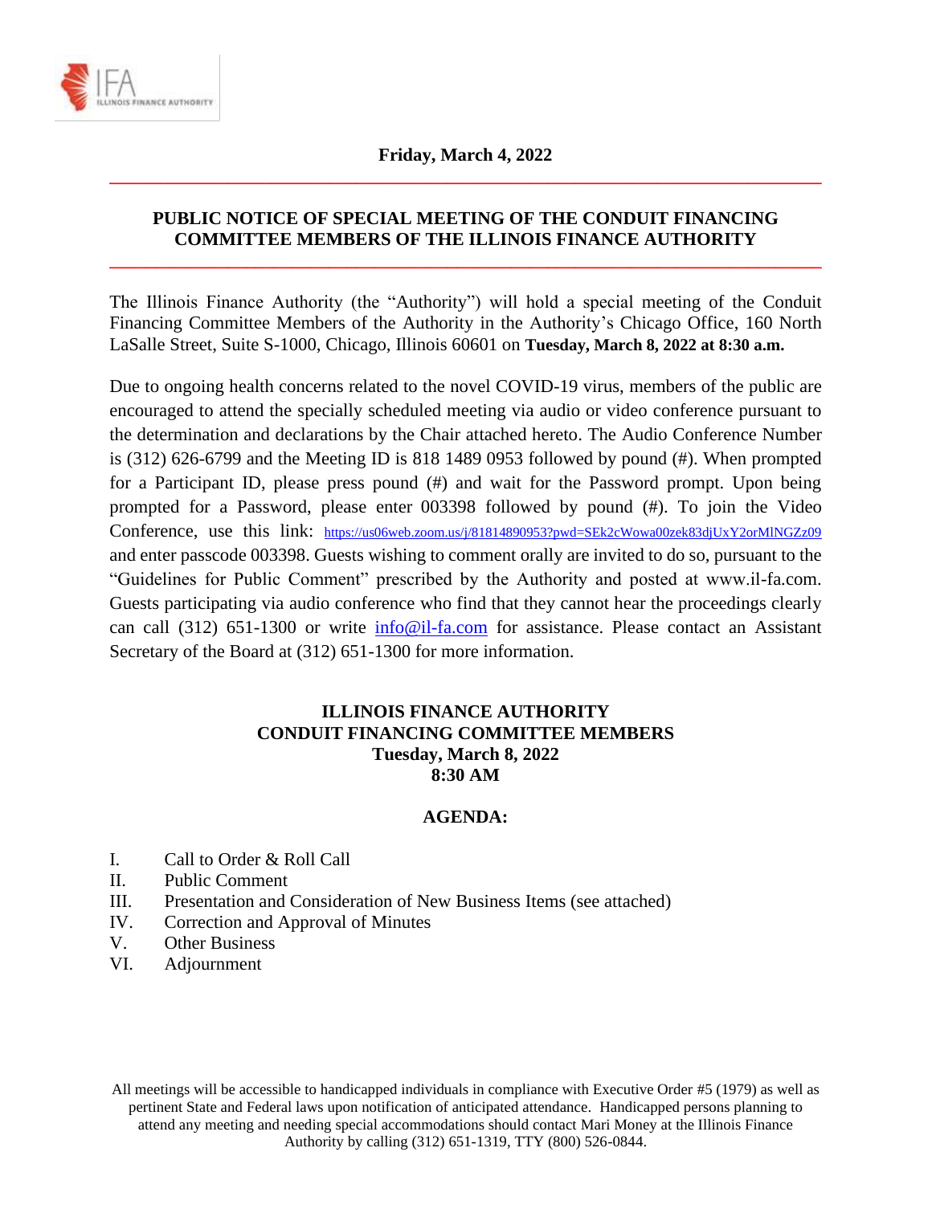**Friday, March 4, 2022**

## PUBLIC NOTICE OF SPECIAL MEETING OF THE CONDUIT FINANCING COMMITTEE MEMBERS OF THE ILLINOIS FINANCE AUTHORITY

The Illinois Finance Authority (the "Authority") will hold a special meeting of the Conduit Financing Committee Members of the Authority in the Authority's Chicago Office, 160 North LaSalle Street, Suite S-1000, Chicago, Illinois 60601 on **Tuesday, March 8, 2022 at 8:30 a.m.**

Due to ongoing health concerns related to the novel COVID-19 virus, members of the public are encouraged to attend the specially scheduled meeting via audio or video conference pursuant to the determination and declarations by the Chair attached hereto. The Audio Conference Number is (312) 626-6799 and the Meeting ID is 818 1489 0953 followed by pound (#). When prompted for a Participant ID, please press pound (#) and wait for the Password prompt. Upon being prompted for a Password, please enter 003398 followed by pound (#). To join the Video Conference, use this link: https://us06web.zoom.us/j/81814890953?pwd=SEk2cWowa00zek83djUxY2orMlNGZz09 and enter passcode 003398. Guests wishing to comment orally are invited to do so, pursuant to the "Guidelines for Public Comment" prescribed by the Authority and posted at www.il-fa.com. Guests participating via audio conference who find that they cannot hear the proceedings clearly can call (312) 651-1300 or write info@il-fa.com for assistance. Please contact an Assistant Secretary of the Board at (312) 651-1300 for more information.

### ILLINOIS FINANCE AUTHORITY
### CONDUIT FINANCING COMMITTEE MEMBERS
### Tuesday, March 8, 2022
### 8:30 AM

### AGENDA:

I. Call to Order & Roll Call
II. Public Comment
III. Presentation and Consideration of New Business Items (see attached)
IV. Correction and Approval of Minutes
V. Other Business
VI. Adjournment

All meetings will be accessible to handicapped individuals in compliance with Executive Order #5 (1979) as well as pertinent State and Federal laws upon notification of anticipated attendance. Handicapped persons planning to attend any meeting and needing special accommodations should contact Mari Money at the Illinois Finance Authority by calling (312) 651-1319, TTY (800) 526-0844.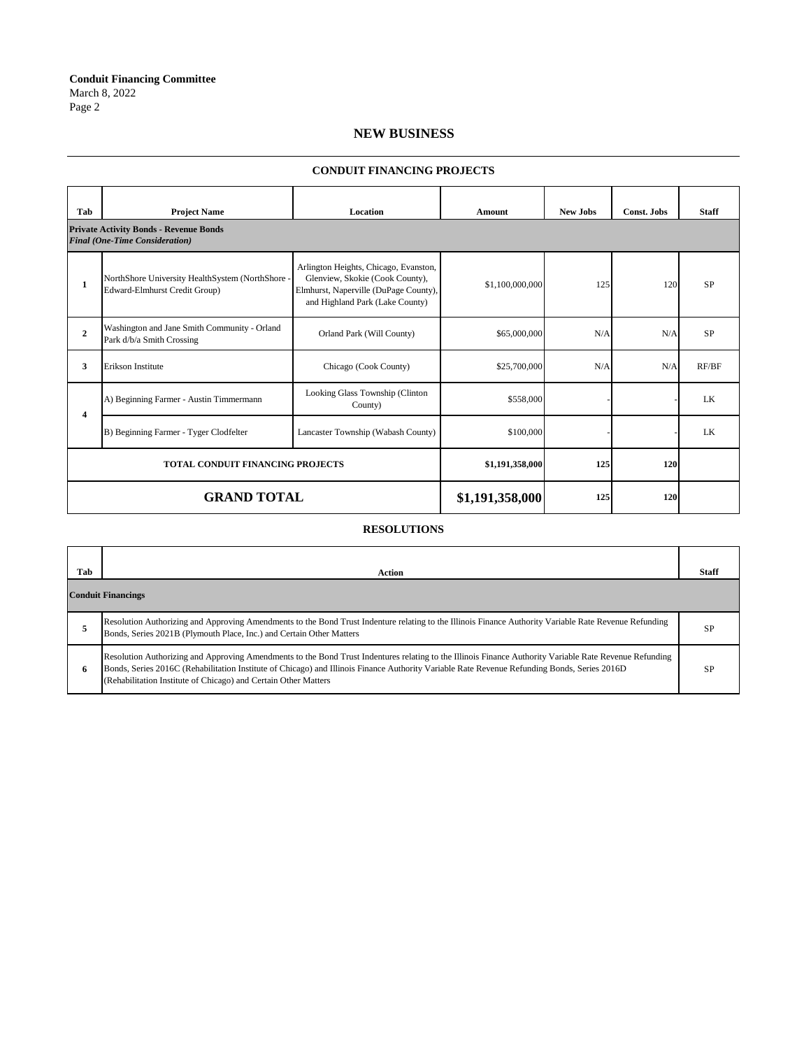**Conduit Financing Committee**
March 8, 2022

## NEW BUSINESS

### CONDUIT FINANCING PROJECTS

| Tab | Project Name | Location | Amount | New Jobs | Const. Jobs | Staff |
|---|---|---|---|---|---|---|
| **Private Activity Bonds - Revenue Bonds** ***Final (One-Time Consideration)*** | | | | | | |
| **1** | NorthShore University HealthSystem (NorthShore - Edward-Elmhurst Credit Group) | Arlington Heights, Chicago, Evanston, Glenview, Skokie (Cook County), Elmhurst, Naperville (DuPage County), and Highland Park (Lake County) | $1,100,000,000 | 125 | 120 | SP |
| **2** | Washington and Jane Smith Community - Orland Park d/b/a Smith Crossing | Orland Park (Will County) | $65,000,000 | N/A | N/A | SP |
| **3** | Erikson Institute | Chicago (Cook County) | $25,700,000 | N/A | N/A | RF/BF |
| **4** | A) Beginning Farmer - Austin Timmermann | Looking Glass Township (Clinton County) | $558,000 | - | - | LK |
| | B) Beginning Farmer - Tyger Clodfelter | Lancaster Township (Wabash County) | $100,000 | - | - | LK |
| **TOTAL CONDUIT FINANCING PROJECTS** | | | **$1,191,358,000** | **125** | **120** | |
| **GRAND TOTAL** | | | **$1,191,358,000** | **125** | **120** | |

### RESOLUTIONS

| Tab | Action | Staff |
|---|---|---|
| **Conduit Financings** | | |
| **5** | Resolution Authorizing and Approving Amendments to the Bond Trust Indenture relating to the Illinois Finance Authority Variable Rate Revenue Refunding Bonds, Series 2021B (Plymouth Place, Inc.) and Certain Other Matters | SP |
| **6** | Resolution Authorizing and Approving Amendments to the Bond Trust Indentures relating to the Illinois Finance Authority Variable Rate Revenue Refunding Bonds, Series 2016C (Rehabilitation Institute of Chicago) and Illinois Finance Authority Variable Rate Revenue Refunding Bonds, Series 2016D (Rehabilitation Institute of Chicago) and Certain Other Matters | SP |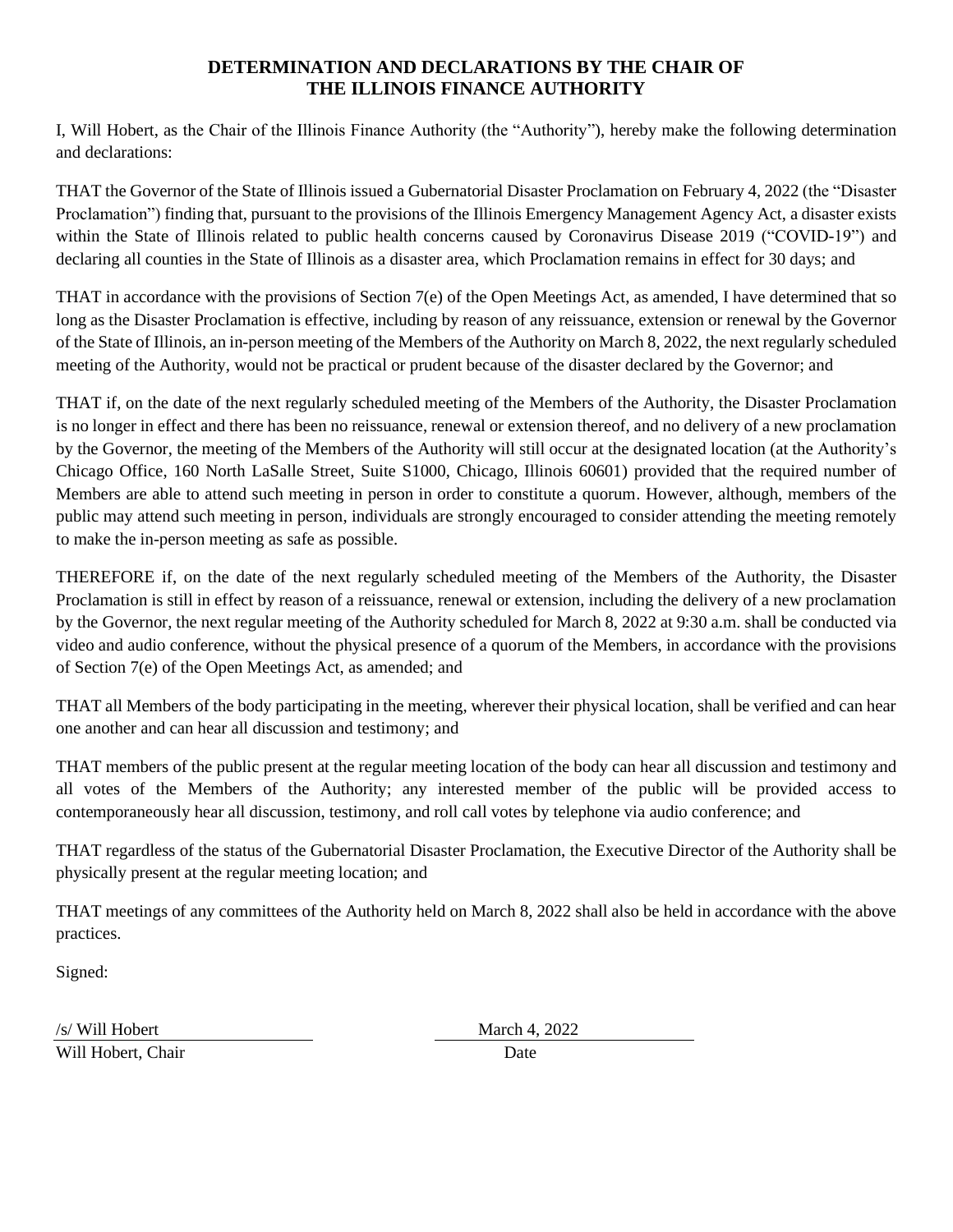**DETERMINATION AND DECLARATIONS BY THE CHAIR OF THE ILLINOIS FINANCE AUTHORITY**

I, Will Hobert, as the Chair of the Illinois Finance Authority (the "Authority"), hereby make the following determination and declarations:

THAT the Governor of the State of Illinois issued a Gubernatorial Disaster Proclamation on February 4, 2022 (the "Disaster Proclamation") finding that, pursuant to the provisions of the Illinois Emergency Management Agency Act, a disaster exists within the State of Illinois related to public health concerns caused by Coronavirus Disease 2019 ("COVID-19") and declaring all counties in the State of Illinois as a disaster area, which Proclamation remains in effect for 30 days; and

THAT in accordance with the provisions of Section 7(e) of the Open Meetings Act, as amended, I have determined that so long as the Disaster Proclamation is effective, including by reason of any reissuance, extension or renewal by the Governor of the State of Illinois, an in-person meeting of the Members of the Authority on March 8, 2022, the next regularly scheduled meeting of the Authority, would not be practical or prudent because of the disaster declared by the Governor; and

THAT if, on the date of the next regularly scheduled meeting of the Members of the Authority, the Disaster Proclamation is no longer in effect and there has been no reissuance, renewal or extension thereof, and no delivery of a new proclamation by the Governor, the meeting of the Members of the Authority will still occur at the designated location (at the Authority's Chicago Office, 160 North LaSalle Street, Suite S1000, Chicago, Illinois 60601) provided that the required number of Members are able to attend such meeting in person in order to constitute a quorum. However, although, members of the public may attend such meeting in person, individuals are strongly encouraged to consider attending the meeting remotely to make the in-person meeting as safe as possible.

THEREFORE if, on the date of the next regularly scheduled meeting of the Members of the Authority, the Disaster Proclamation is still in effect by reason of a reissuance, renewal or extension, including the delivery of a new proclamation by the Governor, the next regular meeting of the Authority scheduled for March 8, 2022 at 9:30 a.m. shall be conducted via video and audio conference, without the physical presence of a quorum of the Members, in accordance with the provisions of Section 7(e) of the Open Meetings Act, as amended; and

THAT all Members of the body participating in the meeting, wherever their physical location, shall be verified and can hear one another and can hear all discussion and testimony; and

THAT members of the public present at the regular meeting location of the body can hear all discussion and testimony and all votes of the Members of the Authority; any interested member of the public will be provided access to contemporaneously hear all discussion, testimony, and roll call votes by telephone via audio conference; and

THAT regardless of the status of the Gubernatorial Disaster Proclamation, the Executive Director of the Authority shall be physically present at the regular meeting location; and

THAT meetings of any committees of the Authority held on March 8, 2022 shall also be held in accordance with the above practices.

Signed:

/s/ Will Hobert
Will Hobert, Chair

March 4, 2022
Date